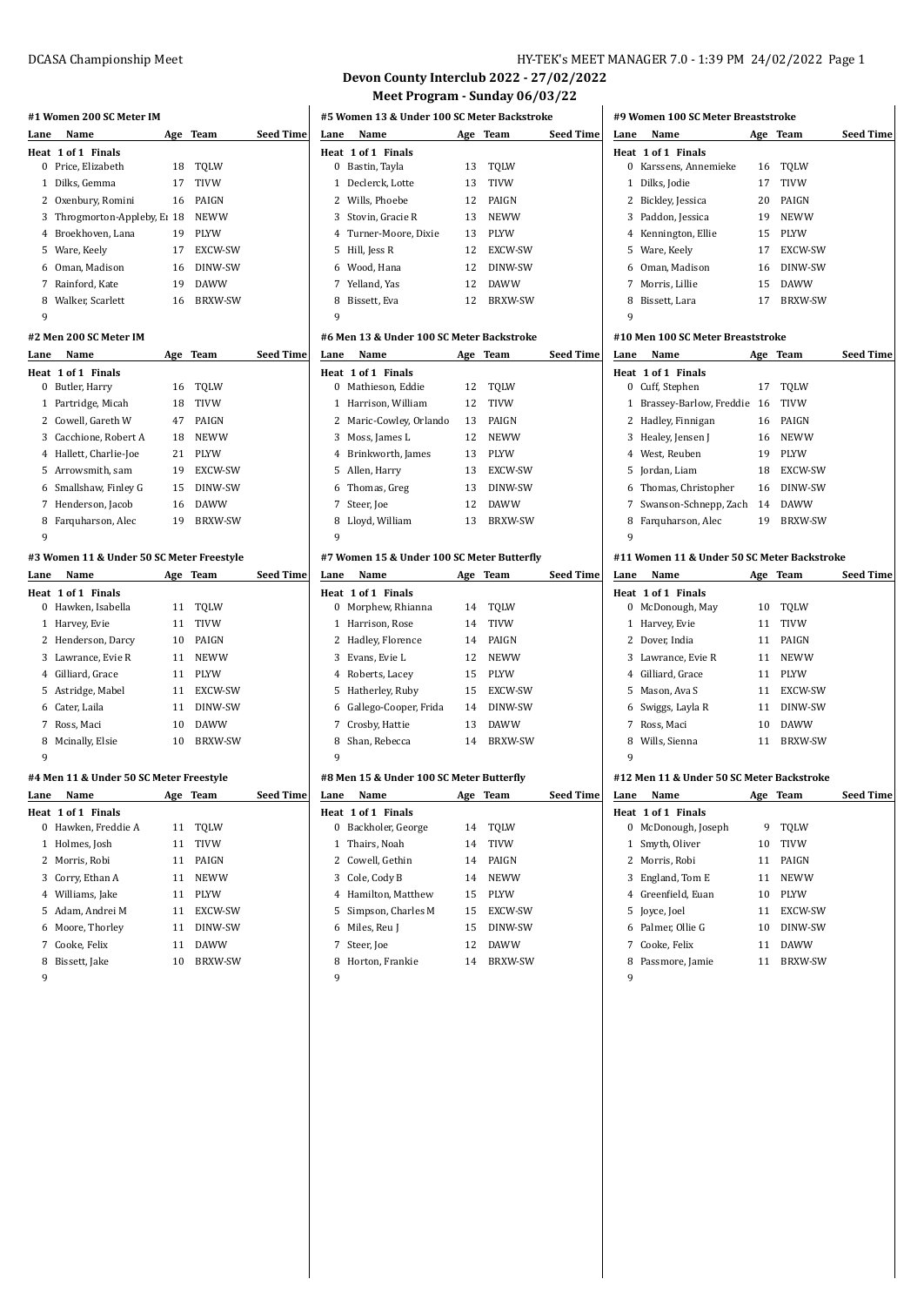# Devon County Interclub 2022 - 27/02/2022

## Meet Program - Sunday 06/03/22

### #1 Women 200 SC Meter IM

| Lane | Name | Age | Team | Seed Time |
|---|---|---|---|---|
| **Heat 1 of 1 Finals** | | | | |
| 0 | Price, Elizabeth | 18 | TQLW | |
| 1 | Dilks, Gemma | 17 | TIVW | |
| 2 | Oxenbury, Romini | 16 | PAIGN | |
| 3 | Throgmorton-Appleby, Er | 18 | NEWW | |
| 4 | Broekhoven, Lana | 19 | PLYW | |
| 5 | Ware, Keely | 17 | EXCW-SW | |
| 6 | Oman, Madison | 16 | DINW-SW | |
| 7 | Rainford, Kate | 19 | DAWW | |
| 8 | Walker, Scarlett | 16 | BRXW-SW | |
| 9 | | | | |

### #2 Men 200 SC Meter IM

| Lane | Name | Age | Team | Seed Time |
|---|---|---|---|---|
| **Heat 1 of 1 Finals** | | | | |
| 0 | Butler, Harry | 16 | TQLW | |
| 1 | Partridge, Micah | 18 | TIVW | |
| 2 | Cowell, Gareth W | 47 | PAIGN | |
| 3 | Cacchione, Robert A | 18 | NEWW | |
| 4 | Hallett, Charlie-Joe | 21 | PLYW | |
| 5 | Arrowsmith, sam | 19 | EXCW-SW | |
| 6 | Smallshaw, Finley G | 15 | DINW-SW | |
| 7 | Henderson, Jacob | 16 | DAWW | |
| 8 | Farquharson, Alec | 19 | BRXW-SW | |
| 9 | | | | |

### #3 Women 11 & Under 50 SC Meter Freestyle

| Lane | Name | Age | Team | Seed Time |
|---|---|---|---|---|
| **Heat 1 of 1 Finals** | | | | |
| 0 | Hawken, Isabella | 11 | TQLW | |
| 1 | Harvey, Evie | 11 | TIVW | |
| 2 | Henderson, Darcy | 10 | PAIGN | |
| 3 | Lawrance, Evie R | 11 | NEWW | |
| 4 | Gilliard, Grace | 11 | PLYW | |
| 5 | Astridge, Mabel | 11 | EXCW-SW | |
| 6 | Cater, Laila | 11 | DINW-SW | |
| 7 | Ross, Maci | 10 | DAWW | |
| 8 | Mcinally, Elsie | 10 | BRXW-SW | |
| 9 | | | | |

### #4 Men 11 & Under 50 SC Meter Freestyle

| Lane | Name | Age | Team | Seed Time |
|---|---|---|---|---|
| **Heat 1 of 1 Finals** | | | | |
| 0 | Hawken, Freddie A | 11 | TQLW | |
| 1 | Holmes, Josh | 11 | TIVW | |
| 2 | Morris, Robi | 11 | PAIGN | |
| 3 | Corry, Ethan A | 11 | NEWW | |
| 4 | Williams, Jake | 11 | PLYW | |
| 5 | Adam, Andrei M | 11 | EXCW-SW | |
| 6 | Moore, Thorley | 11 | DINW-SW | |
| 7 | Cooke, Felix | 11 | DAWW | |
| 8 | Bissett, Jake | 10 | BRXW-SW | |
| 9 | | | | |

### #5 Women 13 & Under 100 SC Meter Backstroke

| Lane | Name | Age | Team | Seed Time |
|---|---|---|---|---|
| **Heat 1 of 1 Finals** | | | | |
| 0 | Bastin, Tayla | 13 | TQLW | |
| 1 | Declerck, Lotte | 13 | TIVW | |
| 2 | Wills, Phoebe | 12 | PAIGN | |
| 3 | Stovin, Gracie R | 13 | NEWW | |
| 4 | Turner-Moore, Dixie | 13 | PLYW | |
| 5 | Hill, Jess R | 12 | EXCW-SW | |
| 6 | Wood, Hana | 12 | DINW-SW | |
| 7 | Yelland, Yas | 12 | DAWW | |
| 8 | Bissett, Eva | 12 | BRXW-SW | |
| 9 | | | | |

### #6 Men 13 & Under 100 SC Meter Backstroke

| Lane | Name | Age | Team | Seed Time |
|---|---|---|---|---|
| **Heat 1 of 1 Finals** | | | | |
| 0 | Mathieson, Eddie | 12 | TQLW | |
| 1 | Harrison, William | 12 | TIVW | |
| 2 | Maric-Cowley, Orlando | 13 | PAIGN | |
| 3 | Moss, James L | 12 | NEWW | |
| 4 | Brinkworth, James | 13 | PLYW | |
| 5 | Allen, Harry | 13 | EXCW-SW | |
| 6 | Thomas, Greg | 13 | DINW-SW | |
| 7 | Steer, Joe | 12 | DAWW | |
| 8 | Lloyd, William | 13 | BRXW-SW | |
| 9 | | | | |

### #7 Women 15 & Under 100 SC Meter Butterfly

| Lane | Name | Age | Team | Seed Time |
|---|---|---|---|---|
| **Heat 1 of 1 Finals** | | | | |
| 0 | Morphew, Rhianna | 14 | TQLW | |
| 1 | Harrison, Rose | 14 | TIVW | |
| 2 | Hadley, Florence | 14 | PAIGN | |
| 3 | Evans, Evie L | 12 | NEWW | |
| 4 | Roberts, Lacey | 15 | PLYW | |
| 5 | Hatherley, Ruby | 15 | EXCW-SW | |
| 6 | Gallego-Cooper, Frida | 14 | DINW-SW | |
| 7 | Crosby, Hattie | 13 | DAWW | |
| 8 | Shan, Rebecca | 14 | BRXW-SW | |
| 9 | | | | |

### #8 Men 15 & Under 100 SC Meter Butterfly

| Lane | Name | Age | Team | Seed Time |
|---|---|---|---|---|
| **Heat 1 of 1 Finals** | | | | |
| 0 | Backholer, George | 14 | TQLW | |
| 1 | Thairs, Noah | 14 | TIVW | |
| 2 | Cowell, Gethin | 14 | PAIGN | |
| 3 | Cole, Cody B | 14 | NEWW | |
| 4 | Hamilton, Matthew | 15 | PLYW | |
| 5 | Simpson, Charles M | 15 | EXCW-SW | |
| 6 | Miles, Reu J | 15 | DINW-SW | |
| 7 | Steer, Joe | 12 | DAWW | |
| 8 | Horton, Frankie | 14 | BRXW-SW | |
| 9 | | | | |

### #9 Women 100 SC Meter Breaststroke

| Lane | Name | Age | Team | Seed Time |
|---|---|---|---|---|
| **Heat 1 of 1 Finals** | | | | |
| 0 | Karssens, Annemieke | 16 | TQLW | |
| 1 | Dilks, Jodie | 17 | TIVW | |
| 2 | Bickley, Jessica | 20 | PAIGN | |
| 3 | Paddon, Jessica | 19 | NEWW | |
| 4 | Kennington, Ellie | 15 | PLYW | |
| 5 | Ware, Keely | 17 | EXCW-SW | |
| 6 | Oman, Madison | 16 | DINW-SW | |
| 7 | Morris, Lillie | 15 | DAWW | |
| 8 | Bissett, Lara | 17 | BRXW-SW | |
| 9 | | | | |

### #10 Men 100 SC Meter Breaststroke

| Lane | Name | Age | Team | Seed Time |
|---|---|---|---|---|
| **Heat 1 of 1 Finals** | | | | |
| 0 | Cuff, Stephen | 17 | TQLW | |
| 1 | Brassey-Barlow, Freddie | 16 | TIVW | |
| 2 | Hadley, Finnigan | 16 | PAIGN | |
| 3 | Healey, Jensen J | 16 | NEWW | |
| 4 | West, Reuben | 19 | PLYW | |
| 5 | Jordan, Liam | 18 | EXCW-SW | |
| 6 | Thomas, Christopher | 16 | DINW-SW | |
| 7 | Swanson-Schnepp, Zach | 14 | DAWW | |
| 8 | Farquharson, Alec | 19 | BRXW-SW | |
| 9 | | | | |

### #11 Women 11 & Under 50 SC Meter Backstroke

| Lane | Name | Age | Team | Seed Time |
|---|---|---|---|---|
| **Heat 1 of 1 Finals** | | | | |
| 0 | McDonough, May | 10 | TQLW | |
| 1 | Harvey, Evie | 11 | TIVW | |
| 2 | Dover, India | 11 | PAIGN | |
| 3 | Lawrance, Evie R | 11 | NEWW | |
| 4 | Gilliard, Grace | 11 | PLYW | |
| 5 | Mason, Ava S | 11 | EXCW-SW | |
| 6 | Swiggs, Layla R | 11 | DINW-SW | |
| 7 | Ross, Maci | 10 | DAWW | |
| 8 | Wills, Sienna | 11 | BRXW-SW | |
| 9 | | | | |

### #12 Men 11 & Under 50 SC Meter Backstroke

| Lane | Name | Age | Team | Seed Time |
|---|---|---|---|---|
| **Heat 1 of 1 Finals** | | | | |
| 0 | McDonough, Joseph | 9 | TQLW | |
| 1 | Smyth, Oliver | 10 | TIVW | |
| 2 | Morris, Robi | 11 | PAIGN | |
| 3 | England, Tom E | 11 | NEWW | |
| 4 | Greenfield, Euan | 10 | PLYW | |
| 5 | Joyce, Joel | 11 | EXCW-SW | |
| 6 | Palmer, Ollie G | 10 | DINW-SW | |
| 7 | Cooke, Felix | 11 | DAWW | |
| 8 | Passmore, Jamie | 11 | BRXW-SW | |
| 9 | | | | |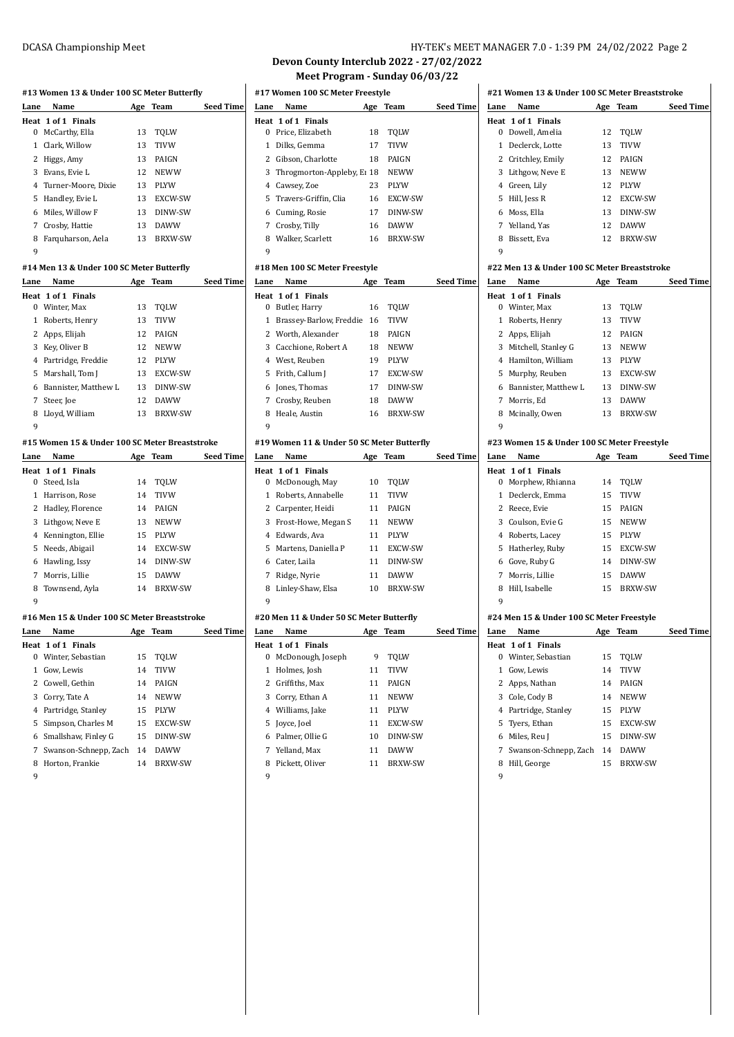## Devon County Interclub 2022 - 27/02/2022

### Meet Program - Sunday 06/03/22

#### #13 Women 13 & Under 100 SC Meter Butterfly

Heat 1 of 1 Finals

| Lane | Name | Age | Team | Seed Time |
|---|---|---|---|---|
| 0 | McCarthy, Ella | 13 | TQLW | |
| 1 | Clark, Willow | 13 | TIVW | |
| 2 | Higgs, Amy | 13 | PAIGN | |
| 3 | Evans, Evie L | 12 | NEWW | |
| 4 | Turner-Moore, Dixie | 13 | PLYW | |
| 5 | Handley, Evie L | 13 | EXCW-SW | |
| 6 | Miles, Willow F | 13 | DINW-SW | |
| 7 | Crosby, Hattie | 13 | DAWW | |
| 8 | Farquharson, Aela | 13 | BRXW-SW | |
| 9 | | | | |

#### #14 Men 13 & Under 100 SC Meter Butterfly

Heat 1 of 1 Finals

| Lane | Name | Age | Team | Seed Time |
|---|---|---|---|---|
| 0 | Winter, Max | 13 | TQLW | |
| 1 | Roberts, Henry | 13 | TIVW | |
| 2 | Apps, Elijah | 12 | PAIGN | |
| 3 | Key, Oliver B | 12 | NEWW | |
| 4 | Partridge, Freddie | 12 | PLYW | |
| 5 | Marshall, Tom J | 13 | EXCW-SW | |
| 6 | Bannister, Matthew L | 13 | DINW-SW | |
| 7 | Steer, Joe | 12 | DAWW | |
| 8 | Lloyd, William | 13 | BRXW-SW | |
| 9 | | | | |

#### #15 Women 15 & Under 100 SC Meter Breaststroke

Heat 1 of 1 Finals

| Lane | Name | Age | Team | Seed Time |
|---|---|---|---|---|
| 0 | Steed, Isla | 14 | TQLW | |
| 1 | Harrison, Rose | 14 | TIVW | |
| 2 | Hadley, Florence | 14 | PAIGN | |
| 3 | Lithgow, Neve E | 13 | NEWW | |
| 4 | Kennington, Ellie | 15 | PLYW | |
| 5 | Needs, Abigail | 14 | EXCW-SW | |
| 6 | Hawling, Issy | 14 | DINW-SW | |
| 7 | Morris, Lillie | 15 | DAWW | |
| 8 | Townsend, Ayla | 14 | BRXW-SW | |
| 9 | | | | |

#### #16 Men 15 & Under 100 SC Meter Breaststroke

Heat 1 of 1 Finals

| Lane | Name | Age | Team | Seed Time |
|---|---|---|---|---|
| 0 | Winter, Sebastian | 15 | TQLW | |
| 1 | Gow, Lewis | 14 | TIVW | |
| 2 | Cowell, Gethin | 14 | PAIGN | |
| 3 | Corry, Tate A | 14 | NEWW | |
| 4 | Partridge, Stanley | 15 | PLYW | |
| 5 | Simpson, Charles M | 15 | EXCW-SW | |
| 6 | Smallshaw, Finley G | 15 | DINW-SW | |
| 7 | Swanson-Schnepp, Zach | 14 | DAWW | |
| 8 | Horton, Frankie | 14 | BRXW-SW | |
| 9 | | | | |

#### #17 Women 100 SC Meter Freestyle

Heat 1 of 1 Finals

| Lane | Name | Age | Team | Seed Time |
|---|---|---|---|---|
| 0 | Price, Elizabeth | 18 | TQLW | |
| 1 | Dilks, Gemma | 17 | TIVW | |
| 2 | Gibson, Charlotte | 18 | PAIGN | |
| 3 | Throgmorton-Appleby, Er | 18 | NEWW | |
| 4 | Cawsey, Zoe | 23 | PLYW | |
| 5 | Travers-Griffin, Clia | 16 | EXCW-SW | |
| 6 | Cuming, Rosie | 17 | DINW-SW | |
| 7 | Crosby, Tilly | 16 | DAWW | |
| 8 | Walker, Scarlett | 16 | BRXW-SW | |
| 9 | | | | |

#### #18 Men 100 SC Meter Freestyle

Heat 1 of 1 Finals

| Lane | Name | Age | Team | Seed Time |
|---|---|---|---|---|
| 0 | Butler, Harry | 16 | TQLW | |
| 1 | Brassey-Barlow, Freddie | 16 | TIVW | |
| 2 | Worth, Alexander | 18 | PAIGN | |
| 3 | Cacchione, Robert A | 18 | NEWW | |
| 4 | West, Reuben | 19 | PLYW | |
| 5 | Frith, Callum J | 17 | EXCW-SW | |
| 6 | Jones, Thomas | 17 | DINW-SW | |
| 7 | Crosby, Reuben | 18 | DAWW | |
| 8 | Heale, Austin | 16 | BRXW-SW | |
| 9 | | | | |

#### #19 Women 11 & Under 50 SC Meter Butterfly

Heat 1 of 1 Finals

| Lane | Name | Age | Team | Seed Time |
|---|---|---|---|---|
| 0 | McDonough, May | 10 | TQLW | |
| 1 | Roberts, Annabelle | 11 | TIVW | |
| 2 | Carpenter, Heidi | 11 | PAIGN | |
| 3 | Frost-Howe, Megan S | 11 | NEWW | |
| 4 | Edwards, Ava | 11 | PLYW | |
| 5 | Martens, Daniella P | 11 | EXCW-SW | |
| 6 | Cater, Laila | 11 | DINW-SW | |
| 7 | Ridge, Nyrie | 11 | DAWW | |
| 8 | Linley-Shaw, Elsa | 10 | BRXW-SW | |
| 9 | | | | |

#### #20 Men 11 & Under 50 SC Meter Butterfly

Heat 1 of 1 Finals

| Lane | Name | Age | Team | Seed Time |
|---|---|---|---|---|
| 0 | McDonough, Joseph | 9 | TQLW | |
| 1 | Holmes, Josh | 11 | TIVW | |
| 2 | Griffiths, Max | 11 | PAIGN | |
| 3 | Corry, Ethan A | 11 | NEWW | |
| 4 | Williams, Jake | 11 | PLYW | |
| 5 | Joyce, Joel | 11 | EXCW-SW | |
| 6 | Palmer, Ollie G | 10 | DINW-SW | |
| 7 | Yelland, Max | 11 | DAWW | |
| 8 | Pickett, Oliver | 11 | BRXW-SW | |
| 9 | | | | |

#### #21 Women 13 & Under 100 SC Meter Breaststroke

Heat 1 of 1 Finals

| Lane | Name | Age | Team | Seed Time |
|---|---|---|---|---|
| 0 | Dowell, Amelia | 12 | TQLW | |
| 1 | Declerck, Lotte | 13 | TIVW | |
| 2 | Critchley, Emily | 12 | PAIGN | |
| 3 | Lithgow, Neve E | 13 | NEWW | |
| 4 | Green, Lily | 12 | PLYW | |
| 5 | Hill, Jess R | 12 | EXCW-SW | |
| 6 | Moss, Ella | 13 | DINW-SW | |
| 7 | Yelland, Yas | 12 | DAWW | |
| 8 | Bissett, Eva | 12 | BRXW-SW | |
| 9 | | | | |

#### #22 Men 13 & Under 100 SC Meter Breaststroke

Heat 1 of 1 Finals

| Lane | Name | Age | Team | Seed Time |
|---|---|---|---|---|
| 0 | Winter, Max | 13 | TQLW | |
| 1 | Roberts, Henry | 13 | TIVW | |
| 2 | Apps, Elijah | 12 | PAIGN | |
| 3 | Mitchell, Stanley G | 13 | NEWW | |
| 4 | Hamilton, William | 13 | PLYW | |
| 5 | Murphy, Reuben | 13 | EXCW-SW | |
| 6 | Bannister, Matthew L | 13 | DINW-SW | |
| 7 | Morris, Ed | 13 | DAWW | |
| 8 | Mcinally, Owen | 13 | BRXW-SW | |
| 9 | | | | |

#### #23 Women 15 & Under 100 SC Meter Freestyle

Heat 1 of 1 Finals

| Lane | Name | Age | Team | Seed Time |
|---|---|---|---|---|
| 0 | Morphew, Rhianna | 14 | TQLW | |
| 1 | Declerck, Emma | 15 | TIVW | |
| 2 | Reece, Evie | 15 | PAIGN | |
| 3 | Coulson, Evie G | 15 | NEWW | |
| 4 | Roberts, Lacey | 15 | PLYW | |
| 5 | Hatherley, Ruby | 15 | EXCW-SW | |
| 6 | Gove, Ruby G | 14 | DINW-SW | |
| 7 | Morris, Lillie | 15 | DAWW | |
| 8 | Hill, Isabelle | 15 | BRXW-SW | |
| 9 | | | | |

#### #24 Men 15 & Under 100 SC Meter Freestyle

Heat 1 of 1 Finals

| Lane | Name | Age | Team | Seed Time |
|---|---|---|---|---|
| 0 | Winter, Sebastian | 15 | TQLW | |
| 1 | Gow, Lewis | 14 | TIVW | |
| 2 | Apps, Nathan | 14 | PAIGN | |
| 3 | Cole, Cody B | 14 | NEWW | |
| 4 | Partridge, Stanley | 15 | PLYW | |
| 5 | Tyers, Ethan | 15 | EXCW-SW | |
| 6 | Miles, Reu J | 15 | DINW-SW | |
| 7 | Swanson-Schnepp, Zach | 14 | DAWW | |
| 8 | Hill, George | 15 | BRXW-SW | |
| 9 | | | | |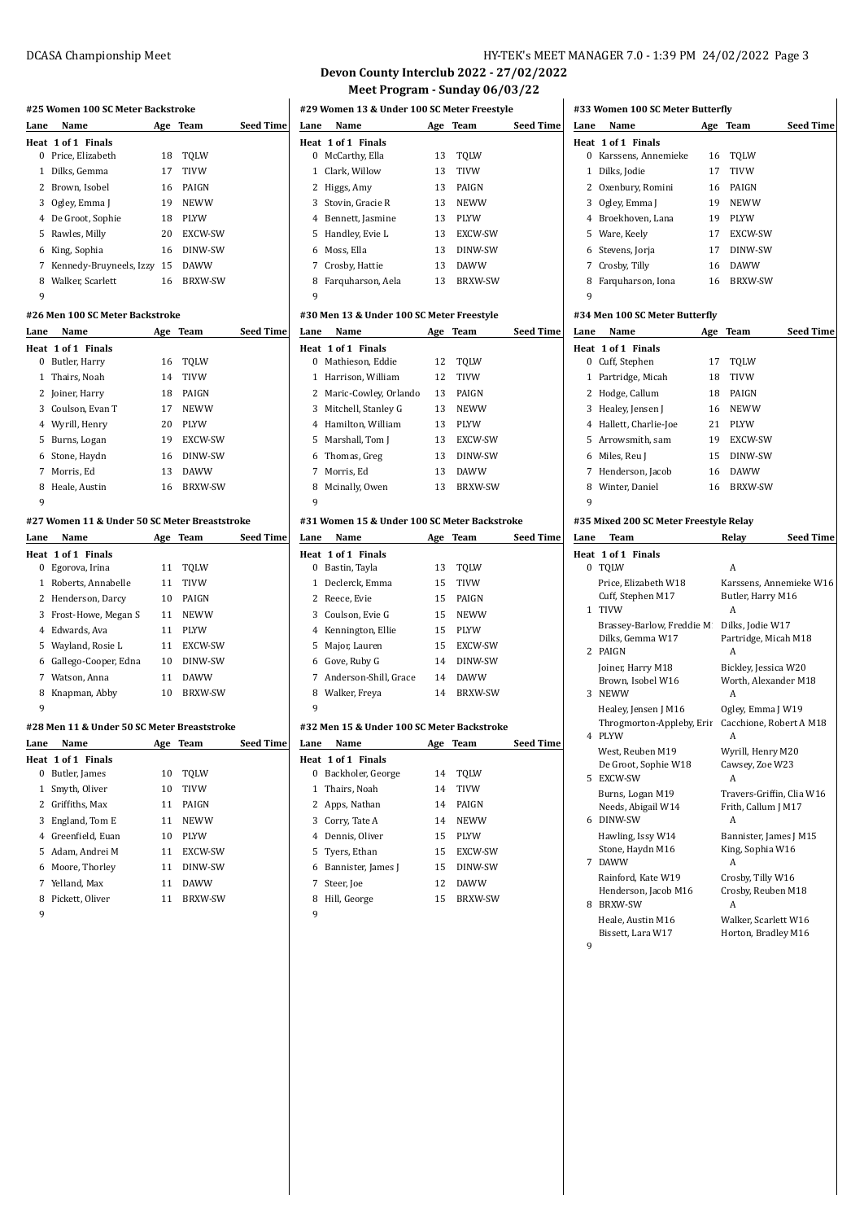# Devon County Interclub 2022 - 27/02/2022

## Meet Program - Sunday 06/03/22

### #25 Women 100 SC Meter Backstroke

| Lane | Name | Age | Team | Seed Time |
|---|---|---|---|---|
| **Heat 1 of 1 Finals** | | | | |
| 0 | Price, Elizabeth | 18 | TQLW | |
| 1 | Dilks, Gemma | 17 | TIVW | |
| 2 | Brown, Isobel | 16 | PAIGN | |
| 3 | Ogley, Emma J | 19 | NEWW | |
| 4 | De Groot, Sophie | 18 | PLYW | |
| 5 | Rawles, Milly | 20 | EXCW-SW | |
| 6 | King, Sophia | 16 | DINW-SW | |
| 7 | Kennedy-Bruyneels, Izzy | 15 | DAWW | |
| 8 | Walker, Scarlett | 16 | BRXW-SW | |
| 9 | | | | |

### #26 Men 100 SC Meter Backstroke

| Lane | Name | Age | Team | Seed Time |
|---|---|---|---|---|
| **Heat 1 of 1 Finals** | | | | |
| 0 | Butler, Harry | 16 | TQLW | |
| 1 | Thairs, Noah | 14 | TIVW | |
| 2 | Joiner, Harry | 18 | PAIGN | |
| 3 | Coulson, Evan T | 17 | NEWW | |
| 4 | Wyrill, Henry | 20 | PLYW | |
| 5 | Burns, Logan | 19 | EXCW-SW | |
| 6 | Stone, Haydn | 16 | DINW-SW | |
| 7 | Morris, Ed | 13 | DAWW | |
| 8 | Heale, Austin | 16 | BRXW-SW | |
| 9 | | | | |

### #27 Women 11 & Under 50 SC Meter Breaststroke

| Lane | Name | Age | Team | Seed Time |
|---|---|---|---|---|
| **Heat 1 of 1 Finals** | | | | |
| 0 | Egorova, Irina | 11 | TQLW | |
| 1 | Roberts, Annabelle | 11 | TIVW | |
| 2 | Henderson, Darcy | 10 | PAIGN | |
| 3 | Frost-Howe, Megan S | 11 | NEWW | |
| 4 | Edwards, Ava | 11 | PLYW | |
| 5 | Wayland, Rosie L | 11 | EXCW-SW | |
| 6 | Gallego-Cooper, Edna | 10 | DINW-SW | |
| 7 | Watson, Anna | 11 | DAWW | |
| 8 | Knapman, Abby | 10 | BRXW-SW | |
| 9 | | | | |

### #28 Men 11 & Under 50 SC Meter Breaststroke

| Lane | Name | Age | Team | Seed Time |
|---|---|---|---|---|
| **Heat 1 of 1 Finals** | | | | |
| 0 | Butler, James | 10 | TQLW | |
| 1 | Smyth, Oliver | 10 | TIVW | |
| 2 | Griffiths, Max | 11 | PAIGN | |
| 3 | England, Tom E | 11 | NEWW | |
| 4 | Greenfield, Euan | 10 | PLYW | |
| 5 | Adam, Andrei M | 11 | EXCW-SW | |
| 6 | Moore, Thorley | 11 | DINW-SW | |
| 7 | Yelland, Max | 11 | DAWW | |
| 8 | Pickett, Oliver | 11 | BRXW-SW | |
| 9 | | | | |

### #29 Women 13 & Under 100 SC Meter Freestyle

| Lane | Name | Age | Team | Seed Time |
|---|---|---|---|---|
| **Heat 1 of 1 Finals** | | | | |
| 0 | McCarthy, Ella | 13 | TQLW | |
| 1 | Clark, Willow | 13 | TIVW | |
| 2 | Higgs, Amy | 13 | PAIGN | |
| 3 | Stovin, Gracie R | 13 | NEWW | |
| 4 | Bennett, Jasmine | 13 | PLYW | |
| 5 | Handley, Evie L | 13 | EXCW-SW | |
| 6 | Moss, Ella | 13 | DINW-SW | |
| 7 | Crosby, Hattie | 13 | DAWW | |
| 8 | Farquharson, Aela | 13 | BRXW-SW | |
| 9 | | | | |

### #30 Men 13 & Under 100 SC Meter Freestyle

| Lane | Name | Age | Team | Seed Time |
|---|---|---|---|---|
| **Heat 1 of 1 Finals** | | | | |
| 0 | Mathieson, Eddie | 12 | TQLW | |
| 1 | Harrison, William | 12 | TIVW | |
| 2 | Maric-Cowley, Orlando | 13 | PAIGN | |
| 3 | Mitchell, Stanley G | 13 | NEWW | |
| 4 | Hamilton, William | 13 | PLYW | |
| 5 | Marshall, Tom J | 13 | EXCW-SW | |
| 6 | Thomas, Greg | 13 | DINW-SW | |
| 7 | Morris, Ed | 13 | DAWW | |
| 8 | Mcinally, Owen | 13 | BRXW-SW | |
| 9 | | | | |

### #31 Women 15 & Under 100 SC Meter Backstroke

| Lane | Name | Age | Team | Seed Time |
|---|---|---|---|---|
| **Heat 1 of 1 Finals** | | | | |
| 0 | Bastin, Tayla | 13 | TQLW | |
| 1 | Declerck, Emma | 15 | TIVW | |
| 2 | Reece, Evie | 15 | PAIGN | |
| 3 | Coulson, Evie G | 15 | NEWW | |
| 4 | Kennington, Ellie | 15 | PLYW | |
| 5 | Major, Lauren | 15 | EXCW-SW | |
| 6 | Gove, Ruby G | 14 | DINW-SW | |
| 7 | Anderson-Shill, Grace | 14 | DAWW | |
| 8 | Walker, Freya | 14 | BRXW-SW | |
| 9 | | | | |

### #32 Men 15 & Under 100 SC Meter Backstroke

| Lane | Name | Age | Team | Seed Time |
|---|---|---|---|---|
| **Heat 1 of 1 Finals** | | | | |
| 0 | Backholer, George | 14 | TQLW | |
| 1 | Thairs, Noah | 14 | TIVW | |
| 2 | Apps, Nathan | 14 | PAIGN | |
| 3 | Corry, Tate A | 14 | NEWW | |
| 4 | Dennis, Oliver | 15 | PLYW | |
| 5 | Tyers, Ethan | 15 | EXCW-SW | |
| 6 | Bannister, James J | 15 | DINW-SW | |
| 7 | Steer, Joe | 12 | DAWW | |
| 8 | Hill, George | 15 | BRXW-SW | |
| 9 | | | | |

### #33 Women 100 SC Meter Butterfly

| Lane | Name | Age | Team | Seed Time |
|---|---|---|---|---|
| **Heat 1 of 1 Finals** | | | | |
| 0 | Karssens, Annemieke | 16 | TQLW | |
| 1 | Dilks, Jodie | 17 | TIVW | |
| 2 | Oxenbury, Romini | 16 | PAIGN | |
| 3 | Ogley, Emma J | 19 | NEWW | |
| 4 | Broekhoven, Lana | 19 | PLYW | |
| 5 | Ware, Keely | 17 | EXCW-SW | |
| 6 | Stevens, Jorja | 17 | DINW-SW | |
| 7 | Crosby, Tilly | 16 | DAWW | |
| 8 | Farquharson, Iona | 16 | BRXW-SW | |
| 9 | | | | |

### #34 Men 100 SC Meter Butterfly

| Lane | Name | Age | Team | Seed Time |
|---|---|---|---|---|
| **Heat 1 of 1 Finals** | | | | |
| 0 | Cuff, Stephen | 17 | TQLW | |
| 1 | Partridge, Micah | 18 | TIVW | |
| 2 | Hodge, Callum | 18 | PAIGN | |
| 3 | Healey, Jensen J | 16 | NEWW | |
| 4 | Hallett, Charlie-Joe | 21 | PLYW | |
| 5 | Arrowsmith, sam | 19 | EXCW-SW | |
| 6 | Miles, Reu J | 15 | DINW-SW | |
| 7 | Henderson, Jacob | 16 | DAWW | |
| 8 | Winter, Daniel | 16 | BRXW-SW | |
| 9 | | | | |

### #35 Mixed 200 SC Meter Freestyle Relay

| Lane | Team | Relay | Seed Time |
|---|---|---|---|
| **Heat 1 of 1 Finals** | | | |
| 0 | TQLW | A | |
| | Price, Elizabeth W18 | Karssens, Annemieke W16 | |
| | Cuff, Stephen M17 | Butler, Harry M16 | |
| 1 | TIVW | A | |
| | Brassey-Barlow, Freddie M1 | Dilks, Jodie W17 | |
| | Dilks, Gemma W17 | Partridge, Micah M18 | |
| 2 | PAIGN | A | |
| | Joiner, Harry M18 | Bickley, Jessica W20 | |
| | Brown, Isobel W16 | Worth, Alexander M18 | |
| 3 | NEWW | A | |
| | Healey, Jensen J M16 | Ogley, Emma J W19 | |
| | Throgmorton-Appleby, Erin | Cacchione, Robert A M18 | |
| 4 | PLYW | A | |
| | West, Reuben M19 | Wyrill, Henry M20 | |
| | De Groot, Sophie W18 | Cawsey, Zoe W23 | |
| 5 | EXCW-SW | A | |
| | Burns, Logan M19 | Travers-Griffin, Clia W16 | |
| | Needs, Abigail W14 | Frith, Callum J M17 | |
| 6 | DINW-SW | A | |
| | Hawling, Issy W14 | Bannister, James J M15 | |
| | Stone, Haydn M16 | King, Sophia W16 | |
| 7 | DAWW | A | |
| | Rainford, Kate W19 | Crosby, Tilly W16 | |
| | Henderson, Jacob M16 | Crosby, Reuben M18 | |
| 8 | BRXW-SW | A | |
| | Heale, Austin M16 | Walker, Scarlett W16 | |
| | Bissett, Lara W17 | Horton, Bradley M16 | |
| 9 | | | |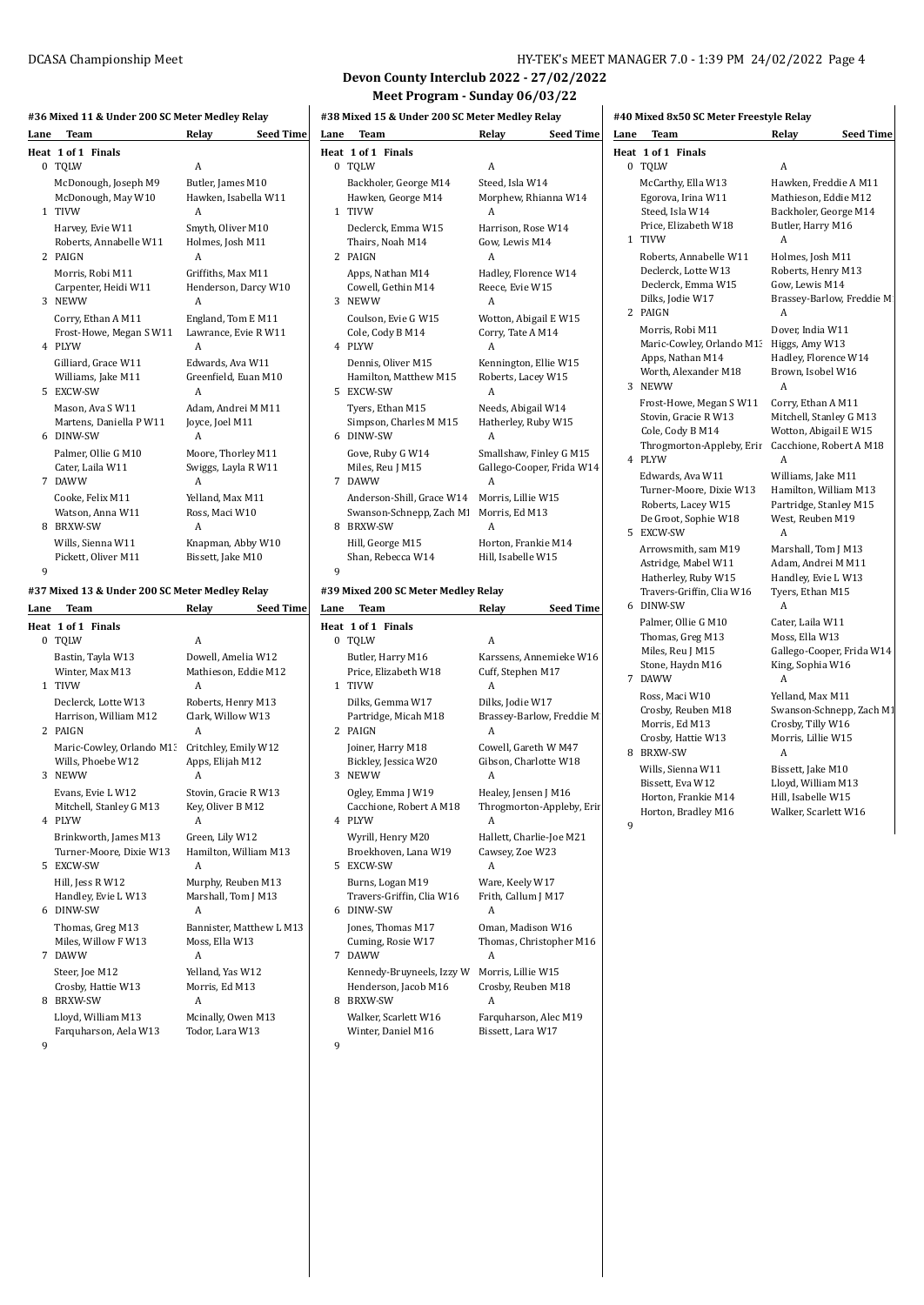**Devon County Interclub 2022 - 27/02/2022**

**Meet Program - Sunday 06/03/22**

#### #36 Mixed 11 & Under 200 SC Meter Medley Relay

| Lane | Team | Relay | Seed Time |
|---|---|---|---|
| **Heat 1 of 1 Finals** | | | |
| 0 | TQLW | A | |
| | McDonough, Joseph M9 | Butler, James M10 | |
| | McDonough, May W10 | Hawken, Isabella W11 | |
| 1 | TIVW | A | |
| | Harvey, Evie W11 | Smyth, Oliver M10 | |
| | Roberts, Annabelle W11 | Holmes, Josh M11 | |
| 2 | PAIGN | A | |
| | Morris, Robi M11 | Griffiths, Max M11 | |
| | Carpenter, Heidi W11 | Henderson, Darcy W10 | |
| 3 | NEWW | A | |
| | Corry, Ethan A M11 | England, Tom E M11 | |
| | Frost-Howe, Megan S W11 | Lawrance, Evie R W11 | |
| 4 | PLYW | A | |
| | Gilliard, Grace W11 | Edwards, Ava W11 | |
| | Williams, Jake M11 | Greenfield, Euan M10 | |
| 5 | EXCW-SW | A | |
| | Mason, Ava S W11 | Adam, Andrei M M11 | |
| | Martens, Daniella P W11 | Joyce, Joel M11 | |
| 6 | DINW-SW | A | |
| | Palmer, Ollie G M10 | Moore, Thorley M11 | |
| | Cater, Laila W11 | Swiggs, Layla R W11 | |
| 7 | DAWW | A | |
| | Cooke, Felix M11 | Yelland, Max M11 | |
| | Watson, Anna W11 | Ross, Maci W10 | |
| 8 | BRXW-SW | A | |
| | Wills, Sienna W11 | Knapman, Abby W10 | |
| | Pickett, Oliver M11 | Bissett, Jake M10 | |
| 9 | | | |

#### #37 Mixed 13 & Under 200 SC Meter Medley Relay

| Lane | Team | Relay | Seed Time |
|---|---|---|---|
| **Heat 1 of 1 Finals** | | | |
| 0 | TQLW | A | |
| | Bastin, Tayla W13 | Dowell, Amelia W12 | |
| | Winter, Max M13 | Mathieson, Eddie M12 | |
| 1 | TIVW | A | |
| | Declerck, Lotte W13 | Roberts, Henry M13 | |
| | Harrison, William M12 | Clark, Willow W13 | |
| 2 | PAIGN | A | |
| | Maric-Cowley, Orlando M13 | Critchley, Emily W12 | |
| | Wills, Phoebe W12 | Apps, Elijah M12 | |
| 3 | NEWW | A | |
| | Evans, Evie L W12 | Stovin, Gracie R W13 | |
| | Mitchell, Stanley G M13 | Key, Oliver B M12 | |
| 4 | PLYW | A | |
| | Brinkworth, James M13 | Green, Lily W12 | |
| | Turner-Moore, Dixie W13 | Hamilton, William M13 | |
| 5 | EXCW-SW | A | |
| | Hill, Jess R W12 | Murphy, Reuben M13 | |
| | Handley, Evie L W13 | Marshall, Tom J M13 | |
| 6 | DINW-SW | A | |
| | Thomas, Greg M13 | Bannister, Matthew L M13 | |
| | Miles, Willow F W13 | Moss, Ella W13 | |
| 7 | DAWW | A | |
| | Steer, Joe M12 | Yelland, Yas W12 | |
| | Crosby, Hattie W13 | Morris, Ed M13 | |
| 8 | BRXW-SW | A | |
| | Lloyd, William M13 | Mcinally, Owen M13 | |
| | Farquharson, Aela W13 | Todor, Lara W13 | |
| 9 | | | |

#### #38 Mixed 15 & Under 200 SC Meter Medley Relay

| Lane | Team | Relay | Seed Time |
|---|---|---|---|
| **Heat 1 of 1 Finals** | | | |
| 0 | TQLW | A | |
| | Backholer, George M14 | Steed, Isla W14 | |
| | Hawken, George M14 | Morphew, Rhianna W14 | |
| 1 | TIVW | A | |
| | Declerck, Emma W15 | Harrison, Rose W14 | |
| | Thairs, Noah M14 | Gow, Lewis M14 | |
| 2 | PAIGN | A | |
| | Apps, Nathan M14 | Hadley, Florence W14 | |
| | Cowell, Gethin M14 | Reece, Evie W15 | |
| 3 | NEWW | A | |
| | Coulson, Evie G W15 | Wotton, Abigail E W15 | |
| | Cole, Cody B M14 | Corry, Tate A M14 | |
| 4 | PLYW | A | |
| | Dennis, Oliver M15 | Kennington, Ellie W15 | |
| | Hamilton, Matthew M15 | Roberts, Lacey W15 | |
| 5 | EXCW-SW | A | |
| | Tyers, Ethan M15 | Needs, Abigail W14 | |
| | Simpson, Charles M M15 | Hatherley, Ruby W15 | |
| 6 | DINW-SW | A | |
| | Gove, Ruby G W14 | Smallshaw, Finley G M15 | |
| | Miles, Reu J M15 | Gallego-Cooper, Frida W14 | |
| 7 | DAWW | A | |
| | Anderson-Shill, Grace W14 | Morris, Lillie W15 | |
| | Swanson-Schnepp, Zach M1 | Morris, Ed M13 | |
| 8 | BRXW-SW | A | |
| | Hill, George M15 | Horton, Frankie M14 | |
| | Shan, Rebecca W14 | Hill, Isabelle W15 | |
| 9 | | | |

#### #39 Mixed 200 SC Meter Medley Relay

| Lane | Team | Relay | Seed Time |
|---|---|---|---|
| **Heat 1 of 1 Finals** | | | |
| 0 | TQLW | A | |
| | Butler, Harry M16 | Karssens, Annemieke W16 | |
| | Price, Elizabeth W18 | Cuff, Stephen M17 | |
| 1 | TIVW | A | |
| | Dilks, Gemma W17 | Dilks, Jodie W17 | |
| | Partridge, Micah M18 | Brassey-Barlow, Freddie M | |
| 2 | PAIGN | A | |
| | Joiner, Harry M18 | Cowell, Gareth W M47 | |
| | Bickley, Jessica W20 | Gibson, Charlotte W18 | |
| 3 | NEWW | A | |
| | Ogley, Emma J W19 | Healey, Jensen J M16 | |
| | Cacchione, Robert A M18 | Throgmorton-Appleby, Erin | |
| 4 | PLYW | A | |
| | Wyrill, Henry M20 | Hallett, Charlie-Joe M21 | |
| | Broekhoven, Lana W19 | Cawsey, Zoe W23 | |
| 5 | EXCW-SW | A | |
| | Burns, Logan M19 | Ware, Keely W17 | |
| | Travers-Griffin, Clia W16 | Frith, Callum J M17 | |
| 6 | DINW-SW | A | |
| | Jones, Thomas M17 | Oman, Madison W16 | |
| | Cuming, Rosie W17 | Thomas, Christopher M16 | |
| 7 | DAWW | A | |
| | Kennedy-Bruyneels, Izzy W | Morris, Lillie W15 | |
| | Henderson, Jacob M16 | Crosby, Reuben M18 | |
| 8 | BRXW-SW | A | |
| | Walker, Scarlett W16 | Farquharson, Alec M19 | |
| | Winter, Daniel M16 | Bissett, Lara W17 | |
| 9 | | | |

#### #40 Mixed 8x50 SC Meter Freestyle Relay

| Lane | Team | Relay | Seed Time |
|---|---|---|---|
| **Heat 1 of 1 Finals** | | | |
| 0 | TQLW | A | |
| | McCarthy, Ella W13 | Hawken, Freddie A M11 | |
| | Egorova, Irina W11 | Mathieson, Eddie M12 | |
| | Steed, Isla W14 | Backholer, George M14 | |
| | Price, Elizabeth W18 | Butler, Harry M16 | |
| 1 | TIVW | A | |
| | Roberts, Annabelle W11 | Holmes, Josh M11 | |
| | Declerck, Lotte W13 | Roberts, Henry M13 | |
| | Declerck, Emma W15 | Gow, Lewis M14 | |
| | Dilks, Jodie W17 | Brassey-Barlow, Freddie M | |
| 2 | PAIGN | A | |
| | Morris, Robi M11 | Dover, India W11 | |
| | Maric-Cowley, Orlando M13 | Higgs, Amy W13 | |
| | Apps, Nathan M14 | Hadley, Florence W14 | |
| | Worth, Alexander M18 | Brown, Isobel W16 | |
| 3 | NEWW | A | |
| | Frost-Howe, Megan S W11 | Corry, Ethan A M11 | |
| | Stovin, Gracie R W13 | Mitchell, Stanley G M13 | |
| | Cole, Cody B M14 | Wotton, Abigail E W15 | |
| | Throgmorton-Appleby, Erin | Cacchione, Robert A M18 | |
| 4 | PLYW | A | |
| | Edwards, Ava W11 | Williams, Jake M11 | |
| | Turner-Moore, Dixie W13 | Hamilton, William M13 | |
| | Roberts, Lacey W15 | Partridge, Stanley M15 | |
| | De Groot, Sophie W18 | West, Reuben M19 | |
| 5 | EXCW-SW | A | |
| | Arrowsmith, sam M19 | Marshall, Tom J M13 | |
| | Astridge, Mabel W11 | Adam, Andrei M M11 | |
| | Hatherley, Ruby W15 | Handley, Evie L W13 | |
| | Travers-Griffin, Clia W16 | Tyers, Ethan M15 | |
| 6 | DINW-SW | A | |
| | Palmer, Ollie G M10 | Cater, Laila W11 | |
| | Thomas, Greg M13 | Moss, Ella W13 | |
| | Miles, Reu J M15 | Gallego-Cooper, Frida W14 | |
| | Stone, Haydn M16 | King, Sophia W16 | |
| 7 | DAWW | A | |
| | Ross, Maci W10 | Yelland, Max M11 | |
| | Crosby, Reuben M18 | Swanson-Schnepp, Zach M1 | |
| | Morris, Ed M13 | Crosby, Tilly W16 | |
| | Crosby, Hattie W13 | Morris, Lillie W15 | |
| 8 | BRXW-SW | A | |
| | Wills, Sienna W11 | Bissett, Jake M10 | |
| | Bissett, Eva W12 | Lloyd, William M13 | |
| | Horton, Frankie M14 | Hill, Isabelle W15 | |
| | Horton, Bradley M16 | Walker, Scarlett W16 | |
| 9 | | | |